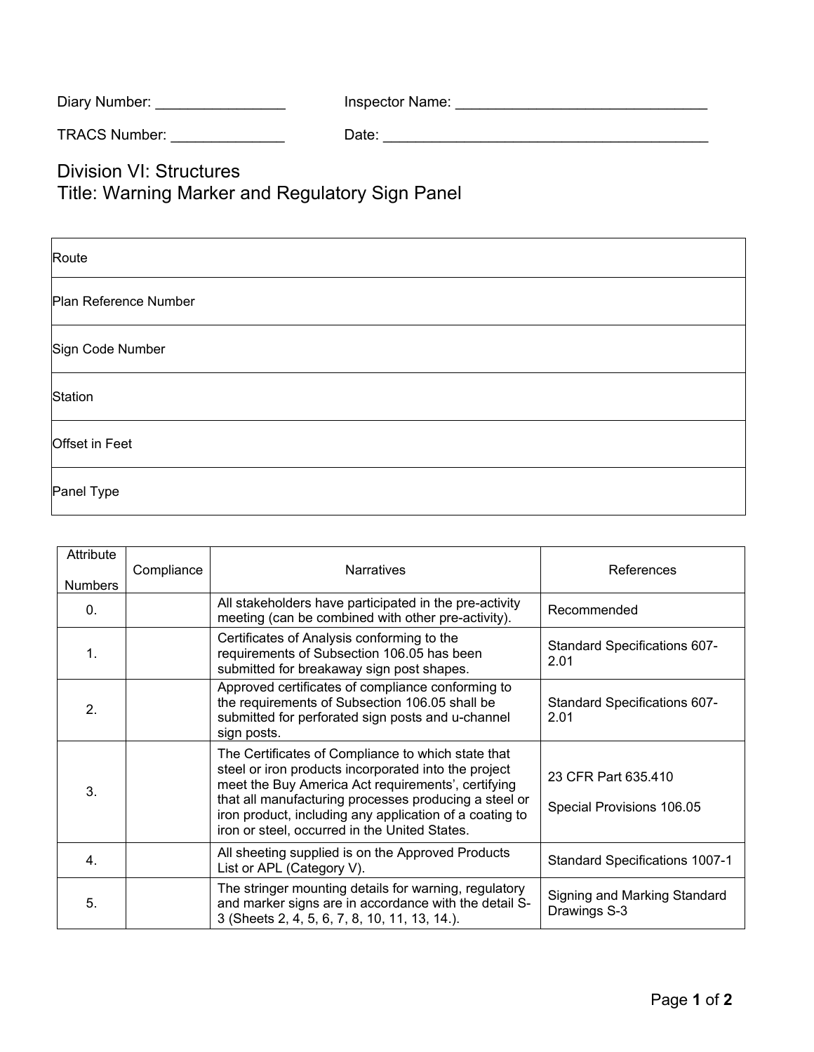Diary Number: ________________ Inspector Name: ________________________________

TRACS Number: ______________ Date: _________________________________________

# Division VI: Structures
# Title: Warning Marker and Regulatory Sign Panel

| Route |
|---|
| Plan Reference Number |
| Sign Code Number |
| Station |
| Offset in Feet |
| Panel Type |

| Attribute Numbers | Compliance | Narratives | References |
|---|---|---|---|
| 0. | | All stakeholders have participated in the pre-activity meeting (can be combined with other pre-activity). | Recommended |
| 1. | | Certificates of Analysis conforming to the requirements of Subsection 106.05 has been submitted for breakaway sign post shapes. | Standard Specifications 607-2.01 |
| 2. | | Approved certificates of compliance conforming to the requirements of Subsection 106.05 shall be submitted for perforated sign posts and u-channel sign posts. | Standard Specifications 607-2.01 |
| 3. | | The Certificates of Compliance to which state that steel or iron products incorporated into the project meet the Buy America Act requirements', certifying that all manufacturing processes producing a steel or iron product, including any application of a coating to iron or steel, occurred in the United States. | 23 CFR Part 635.410<br><br>Special Provisions 106.05 |
| 4. | | All sheeting supplied is on the Approved Products List or APL (Category V). | Standard Specifications 1007-1 |
| 5. | | The stringer mounting details for warning, regulatory and marker signs are in accordance with the detail S-3 (Sheets 2, 4, 5, 6, 7, 8, 10, 11, 13, 14.). | Signing and Marking Standard Drawings S-3 |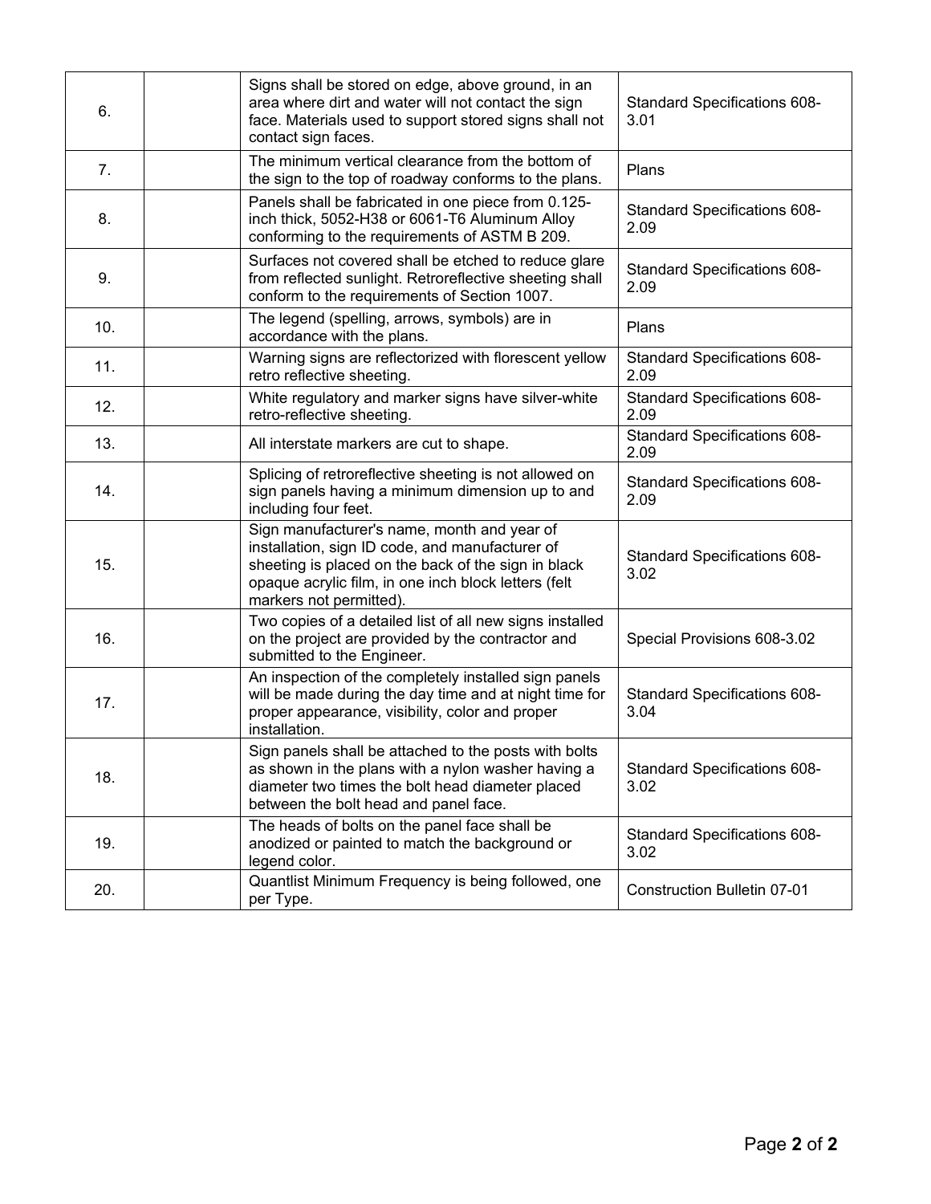| | | | |
|---|---|---|---|
| 6. | | Signs shall be stored on edge, above ground, in an area where dirt and water will not contact the sign face. Materials used to support stored signs shall not contact sign faces. | Standard Specifications 608-3.01 |
| 7. | | The minimum vertical clearance from the bottom of the sign to the top of roadway conforms to the plans. | Plans |
| 8. | | Panels shall be fabricated in one piece from 0.125-inch thick, 5052-H38 or 6061-T6 Aluminum Alloy conforming to the requirements of ASTM B 209. | Standard Specifications 608-2.09 |
| 9. | | Surfaces not covered shall be etched to reduce glare from reflected sunlight. Retroreflective sheeting shall conform to the requirements of Section 1007. | Standard Specifications 608-2.09 |
| 10. | | The legend (spelling, arrows, symbols) are in accordance with the plans. | Plans |
| 11. | | Warning signs are reflectorized with florescent yellow retro reflective sheeting. | Standard Specifications 608-2.09 |
| 12. | | White regulatory and marker signs have silver-white retro-reflective sheeting. | Standard Specifications 608-2.09 |
| 13. | | All interstate markers are cut to shape. | Standard Specifications 608-2.09 |
| 14. | | Splicing of retroreflective sheeting is not allowed on sign panels having a minimum dimension up to and including four feet. | Standard Specifications 608-2.09 |
| 15. | | Sign manufacturer's name, month and year of installation, sign ID code, and manufacturer of sheeting is placed on the back of the sign in black opaque acrylic film, in one inch block letters (felt markers not permitted). | Standard Specifications 608-3.02 |
| 16. | | Two copies of a detailed list of all new signs installed on the project are provided by the contractor and submitted to the Engineer. | Special Provisions 608-3.02 |
| 17. | | An inspection of the completely installed sign panels will be made during the day time and at night time for proper appearance, visibility, color and proper installation. | Standard Specifications 608-3.04 |
| 18. | | Sign panels shall be attached to the posts with bolts as shown in the plans with a nylon washer having a diameter two times the bolt head diameter placed between the bolt head and panel face. | Standard Specifications 608-3.02 |
| 19. | | The heads of bolts on the panel face shall be anodized or painted to match the background or legend color. | Standard Specifications 608-3.02 |
| 20. | | Quantlist Minimum Frequency is being followed, one per Type. | Construction Bulletin 07-01 |